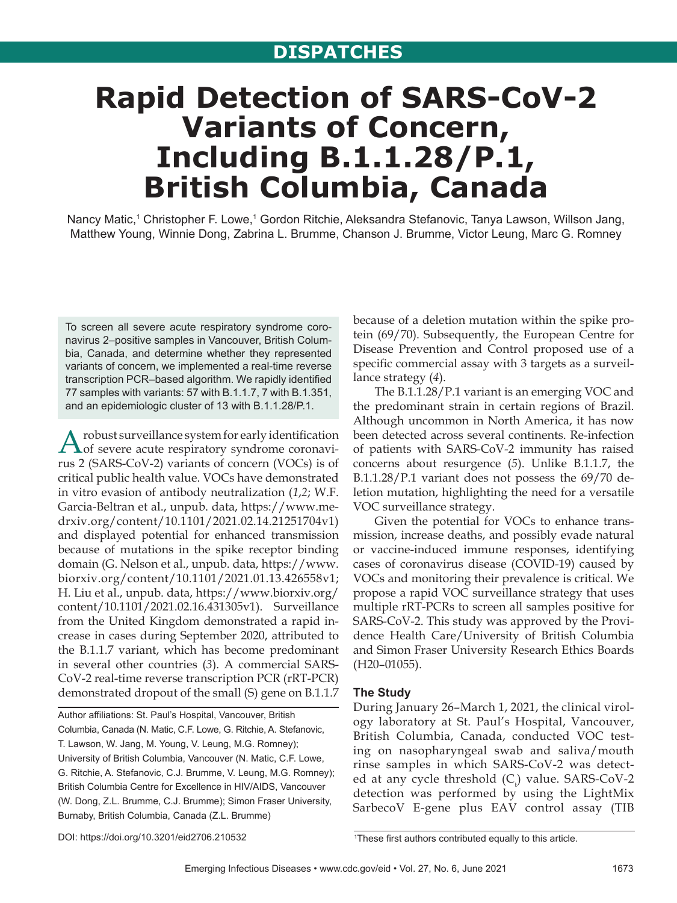DISPATCHES

# Rapid Detection of SARS-CoV-2 Variants of Concern, Including B.1.1.28/P.1, British Columbia, Canada

Nancy Matic,[1] Christopher F. Lowe,[1] Gordon Ritchie, Aleksandra Stefanovic, Tanya Lawson, Willson Jang, Matthew Young, Winnie Dong, Zabrina L. Brumme, Chanson J. Brumme, Victor Leung, Marc G. Romney

To screen all severe acute respiratory syndrome coronavirus 2–positive samples in Vancouver, British Columbia, Canada, and determine whether they represented variants of concern, we implemented a real-time reverse transcription PCR–based algorithm. We rapidly identified 77 samples with variants: 57 with B.1.1.7, 7 with B.1.351, and an epidemiologic cluster of 13 with B.1.1.28/P.1.

A robust surveillance system for early identification of severe acute respiratory syndrome coronavirus 2 (SARS-CoV-2) variants of concern (VOCs) is of critical public health value. VOCs have demonstrated in vitro evasion of antibody neutralization (*1*,*2*; W.F. Garcia-Beltran et al., unpub. data, https://www.medrxiv.org/content/10.1101/2021.02.14.21251704v1) and displayed potential for enhanced transmission because of mutations in the spike receptor binding domain (G. Nelson et al., unpub. data, https://www.biorxiv.org/content/10.1101/2021.01.13.426558v1; H. Liu et al., unpub. data, https://www.biorxiv.org/content/10.1101/2021.02.16.431305v1). Surveillance from the United Kingdom demonstrated a rapid increase in cases during September 2020, attributed to the B.1.1.7 variant, which has become predominant in several other countries (*3*). A commercial SARS-CoV-2 real-time reverse transcription PCR (rRT-PCR) demonstrated dropout of the small (S) gene on B.1.1.7 because of a deletion mutation within the spike protein (69/70). Subsequently, the European Centre for Disease Prevention and Control proposed use of a specific commercial assay with 3 targets as a surveillance strategy (*4*).

The B.1.1.28/P.1 variant is an emerging VOC and the predominant strain in certain regions of Brazil. Although uncommon in North America, it has now been detected across several continents. Re-infection of patients with SARS-CoV-2 immunity has raised concerns about resurgence (*5*). Unlike B.1.1.7, the B.1.1.28/P.1 variant does not possess the 69/70 deletion mutation, highlighting the need for a versatile VOC surveillance strategy.

Given the potential for VOCs to enhance transmission, increase deaths, and possibly evade natural or vaccine-induced immune responses, identifying cases of coronavirus disease (COVID-19) caused by VOCs and monitoring their prevalence is critical. We propose a rapid VOC surveillance strategy that uses multiple rRT-PCRs to screen all samples positive for SARS-CoV-2. This study was approved by the Providence Health Care/University of British Columbia and Simon Fraser University Research Ethics Boards (H20–01055).

## The Study

During January 26–March 1, 2021, the clinical virology laboratory at St. Paul's Hospital, Vancouver, British Columbia, Canada, conducted VOC testing on nasopharyngeal swab and saliva/mouth rinse samples in which SARS-CoV-2 was detected at any cycle threshold ($C_t$) value. SARS-CoV-2 detection was performed by using the LightMix SarbecoV E-gene plus EAV control assay (TIB

Author affiliations: St. Paul's Hospital, Vancouver, British Columbia, Canada (N. Matic, C.F. Lowe, G. Ritchie, A. Stefanovic, T. Lawson, W. Jang, M. Young, V. Leung, M.G. Romney); University of British Columbia, Vancouver (N. Matic, C.F. Lowe, G. Ritchie, A. Stefanovic, C.J. Brumme, V. Leung, M.G. Romney); British Columbia Centre for Excellence in HIV/AIDS, Vancouver (W. Dong, Z.L. Brumme, C.J. Brumme); Simon Fraser University, Burnaby, British Columbia, Canada (Z.L. Brumme)

DOI: https://doi.org/10.3201/eid2706.210532

[1]These first authors contributed equally to this article.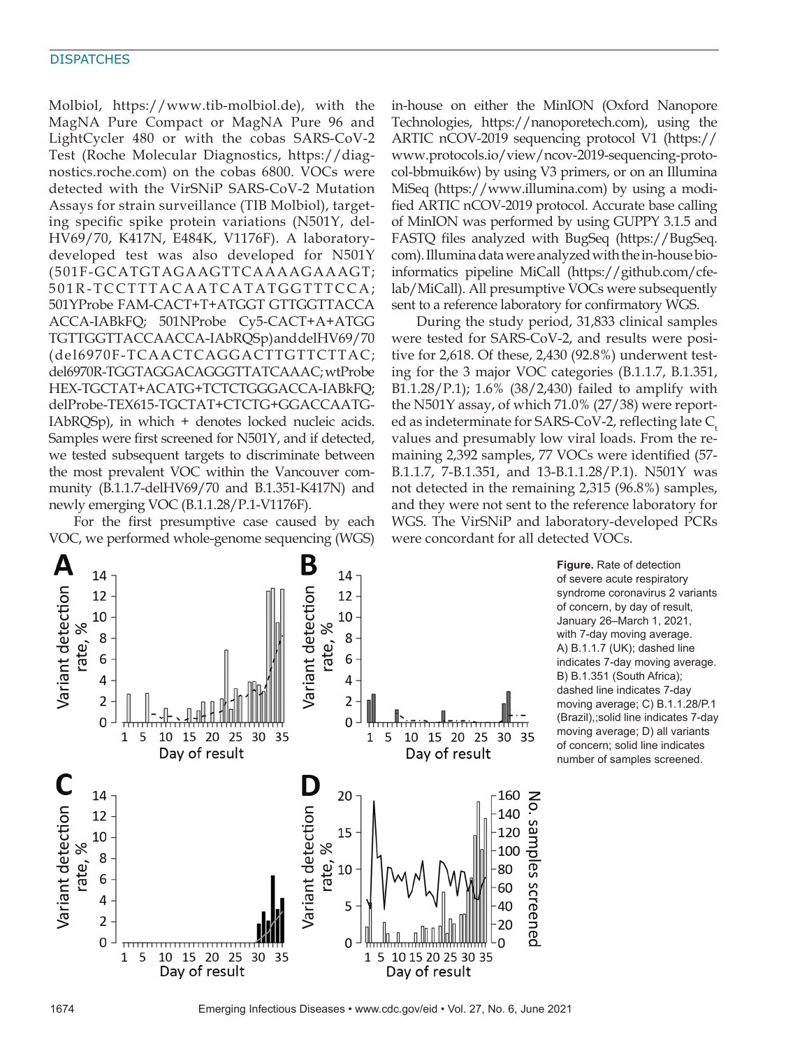Molbiol, https://www.tib-molbiol.de), with the MagNA Pure Compact or MagNA Pure 96 and LightCycler 480 or with the cobas SARS-CoV-2 Test (Roche Molecular Diagnostics, https://diagnostics.roche.com) on the cobas 6800. VOCs were detected with the VirSNiP SARS-CoV-2 Mutation Assays for strain surveillance (TIB Molbiol), targeting specific spike protein variations (N501Y, delHV69/70, K417N, E484K, V1176F). A laboratory-developed test was also developed for N501Y (501F-GCATGTAGAAGTTCAAAAGAAAGT; 501R-TCCTTTACAATCATATGGTTTCCA; 501YProbe FAM-CACT+T+ATGGT GTTGGTTACCA ACCA-IABkFQ; 501NProbe Cy5-CACT+A+ATGG TGTTGGTTACCAACCA-IAbRQSp) and delHV69/70 (del6970F-TCAACTCAGGACTTGTTCTTAC; del6970R-TGGTAGGACAGGGTTATCAAAC; wtProbe HEX-TGCTAT+ACATG+TCTCTGGGACCA-IABkFQ; delProbe-TEX615-TGCTAT+CTCTG+GGACCAATG-IAbRQSp), in which + denotes locked nucleic acids. Samples were first screened for N501Y, and if detected, we tested subsequent targets to discriminate between the most prevalent VOC within the Vancouver community (B.1.1.7-delHV69/70 and B.1.351-K417N) and newly emerging VOC (B.1.1.28/P.1-V1176F).

For the first presumptive case caused by each VOC, we performed whole-genome sequencing (WGS) in-house on either the MinION (Oxford Nanopore Technologies, https://nanoporetech.com), using the ARTIC nCOV-2019 sequencing protocol V1 (https://www.protocols.io/view/ncov-2019-sequencing-protocol-bbmuik6w) by using V3 primers, or on an Illumina MiSeq (https://www.illumina.com) by using a modified ARTIC nCOV-2019 protocol. Accurate base calling of MinION was performed by using GUPPY 3.1.5 and FASTQ files analyzed with BugSeq (https://BugSeq.com). Illumina data were analyzed with the in-house bioinformatics pipeline MiCall (https://github.com/cfe-lab/MiCall). All presumptive VOCs were subsequently sent to a reference laboratory for confirmatory WGS.

During the study period, 31,833 clinical samples were tested for SARS-CoV-2, and results were positive for 2,618. Of these, 2,430 (92.8%) underwent testing for the 3 major VOC categories (B.1.1.7, B.1.351, B1.1.28/P.1); 1.6% (38/2,430) failed to amplify with the N501Y assay, of which 71.0% (27/38) were reported as indeterminate for SARS-CoV-2, reflecting late $C_t$ values and presumably low viral loads. From the remaining 2,392 samples, 77 VOCs were identified (57-B.1.1.7, 7-B.1.351, and 13-B.1.1.28/P.1). N501Y was not detected in the remaining 2,315 (96.8%) samples, and they were not sent to the reference laboratory for WGS. The VirSNiP and laboratory-developed PCRs were concordant for all detected VOCs.

**Figure.** Rate of detection of severe acute respiratory syndrome coronavirus 2 variants of concern, by day of result, January 26–March 1, 2021, with 7-day moving average. A) B.1.1.7 (UK); dashed line indicates 7-day moving average. B) B.1.351 (South Africa); dashed line indicates 7-day moving average; C) B.1.1.28/P.1 (Brazil),;solid line indicates 7-day moving average; D) all variants of concern; solid line indicates number of samples screened.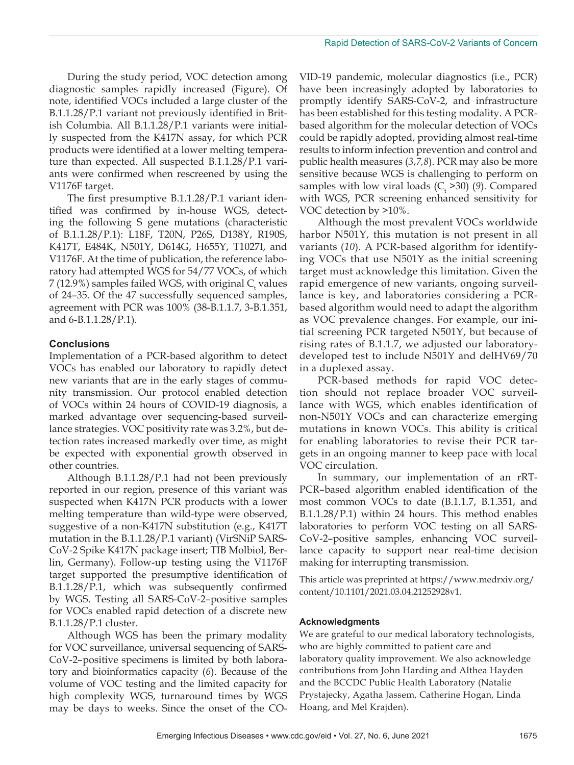During the study period, VOC detection among diagnostic samples rapidly increased (Figure). Of note, identified VOCs included a large cluster of the B.1.1.28/P.1 variant not previously identified in British Columbia. All B.1.1.28/P.1 variants were initially suspected from the K417N assay, for which PCR products were identified at a lower melting temperature than expected. All suspected B.1.1.28/P.1 variants were confirmed when rescreened by using the V1176F target.

The first presumptive B.1.1.28/P.1 variant identified was confirmed by in-house WGS, detecting the following S gene mutations (characteristic of B.1.1.28/P.1): L18F, T20N, P26S, D138Y, R190S, K417T, E484K, N501Y, D614G, H655Y, T1027I, and V1176F. At the time of publication, the reference laboratory had attempted WGS for 54/77 VOCs, of which 7 (12.9%) samples failed WGS, with original $C_t$ values of 24–35. Of the 47 successfully sequenced samples, agreement with PCR was 100% (38-B.1.1.7, 3-B.1.351, and 6-B.1.1.28/P.1).

## Conclusions

Implementation of a PCR-based algorithm to detect VOCs has enabled our laboratory to rapidly detect new variants that are in the early stages of community transmission. Our protocol enabled detection of VOCs within 24 hours of COVID-19 diagnosis, a marked advantage over sequencing-based surveillance strategies. VOC positivity rate was 3.2%, but detection rates increased markedly over time, as might be expected with exponential growth observed in other countries.

Although B.1.1.28/P.1 had not been previously reported in our region, presence of this variant was suspected when K417N PCR products with a lower melting temperature than wild-type were observed, suggestive of a non-K417N substitution (e.g., K417T mutation in the B.1.1.28/P.1 variant) (VirSNiP SARS-CoV-2 Spike K417N package insert; TIB Molbiol, Berlin, Germany). Follow-up testing using the V1176F target supported the presumptive identification of B.1.1.28/P.1, which was subsequently confirmed by WGS. Testing all SARS-CoV-2–positive samples for VOCs enabled rapid detection of a discrete new B.1.1.28/P.1 cluster.

Although WGS has been the primary modality for VOC surveillance, universal sequencing of SARS-CoV-2–positive specimens is limited by both laboratory and bioinformatics capacity (*6*). Because of the volume of VOC testing and the limited capacity for high complexity WGS, turnaround times by WGS may be days to weeks. Since the onset of the COVID-19 pandemic, molecular diagnostics (i.e., PCR) have been increasingly adopted by laboratories to promptly identify SARS-CoV-2, and infrastructure has been established for this testing modality. A PCR-based algorithm for the molecular detection of VOCs could be rapidly adopted, providing almost real-time results to inform infection prevention and control and public health measures (*3*,*7*,*8*). PCR may also be more sensitive because WGS is challenging to perform on samples with low viral loads ($C_t$ >30) (*9*). Compared with WGS, PCR screening enhanced sensitivity for VOC detection by >10%.

Although the most prevalent VOCs worldwide harbor N501Y, this mutation is not present in all variants (*10*). A PCR-based algorithm for identifying VOCs that use N501Y as the initial screening target must acknowledge this limitation. Given the rapid emergence of new variants, ongoing surveillance is key, and laboratories considering a PCR-based algorithm would need to adapt the algorithm as VOC prevalence changes. For example, our initial screening PCR targeted N501Y, but because of rising rates of B.1.1.7, we adjusted our laboratory-developed test to include N501Y and delHV69/70 in a duplexed assay.

PCR-based methods for rapid VOC detection should not replace broader VOC surveillance with WGS, which enables identification of non-N501Y VOCs and can characterize emerging mutations in known VOCs. This ability is critical for enabling laboratories to revise their PCR targets in an ongoing manner to keep pace with local VOC circulation.

In summary, our implementation of an rRT-PCR–based algorithm enabled identification of the most common VOCs to date (B.1.1.7, B.1.351, and B.1.1.28/P.1) within 24 hours. This method enables laboratories to perform VOC testing on all SARS-CoV-2–positive samples, enhancing VOC surveillance capacity to support near real-time decision making for interrupting transmission.

This article was preprinted at https://www.medrxiv.org/content/10.1101/2021.03.04.21252928v1.

### Acknowledgments

We are grateful to our medical laboratory technologists, who are highly committed to patient care and laboratory quality improvement. We also acknowledge contributions from John Harding and Althea Hayden and the BCCDC Public Health Laboratory (Natalie Prystajecky, Agatha Jassem, Catherine Hogan, Linda Hoang, and Mel Krajden).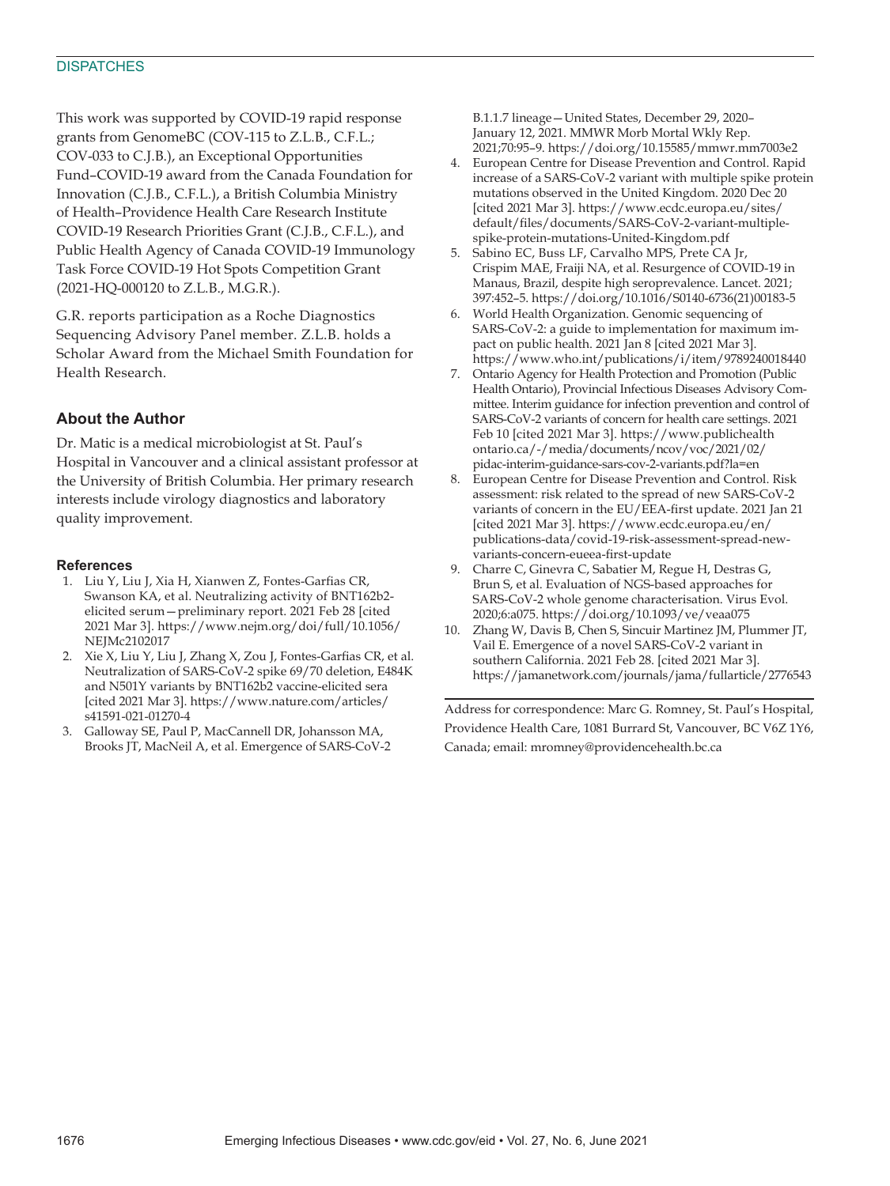This work was supported by COVID-19 rapid response grants from GenomeBC (COV-115 to Z.L.B., C.F.L.; COV-033 to C.J.B.), an Exceptional Opportunities Fund–COVID-19 award from the Canada Foundation for Innovation (C.J.B., C.F.L.), a British Columbia Ministry of Health–Providence Health Care Research Institute COVID-19 Research Priorities Grant (C.J.B., C.F.L.), and Public Health Agency of Canada COVID-19 Immunology Task Force COVID-19 Hot Spots Competition Grant (2021-HQ-000120 to Z.L.B., M.G.R.).

G.R. reports participation as a Roche Diagnostics Sequencing Advisory Panel member. Z.L.B. holds a Scholar Award from the Michael Smith Foundation for Health Research.

## About the Author

Dr. Matic is a medical microbiologist at St. Paul's Hospital in Vancouver and a clinical assistant professor at the University of British Columbia. Her primary research interests include virology diagnostics and laboratory quality improvement.

## References

1. Liu Y, Liu J, Xia H, Xianwen Z, Fontes-Garfias CR, Swanson KA, et al. Neutralizing activity of BNT162b2-elicited serum—preliminary report. 2021 Feb 28 [cited 2021 Mar 3]. https://www.nejm.org/doi/full/10.1056/NEJMc2102017
2. Xie X, Liu Y, Liu J, Zhang X, Zou J, Fontes-Garfias CR, et al. Neutralization of SARS-CoV-2 spike 69/70 deletion, E484K and N501Y variants by BNT162b2 vaccine-elicited sera [cited 2021 Mar 3]. https://www.nature.com/articles/s41591-021-01270-4
3. Galloway SE, Paul P, MacCannell DR, Johansson MA, Brooks JT, MacNeil A, et al. Emergence of SARS-CoV-2 B.1.1.7 lineage—United States, December 29, 2020–January 12, 2021. MMWR Morb Mortal Wkly Rep. 2021;70:95–9. https://doi.org/10.15585/mmwr.mm7003e2
4. European Centre for Disease Prevention and Control. Rapid increase of a SARS-CoV-2 variant with multiple spike protein mutations observed in the United Kingdom. 2020 Dec 20 [cited 2021 Mar 3]. https://www.ecdc.europa.eu/sites/default/files/documents/SARS-CoV-2-variant-multiple-spike-protein-mutations-United-Kingdom.pdf
5. Sabino EC, Buss LF, Carvalho MPS, Prete CA Jr, Crispim MAE, Fraiji NA, et al. Resurgence of COVID-19 in Manaus, Brazil, despite high seroprevalence. Lancet. 2021;397:452–5. https://doi.org/10.1016/S0140-6736(21)00183-5
6. World Health Organization. Genomic sequencing of SARS-CoV-2: a guide to implementation for maximum impact on public health. 2021 Jan 8 [cited 2021 Mar 3]. https://www.who.int/publications/i/item/9789240018440
7. Ontario Agency for Health Protection and Promotion (Public Health Ontario), Provincial Infectious Diseases Advisory Committee. Interim guidance for infection prevention and control of SARS-CoV-2 variants of concern for health care settings. 2021 Feb 10 [cited 2021 Mar 3]. https://www.publichealthontario.ca/-/media/documents/ncov/voc/2021/02/pidac-interim-guidance-sars-cov-2-variants.pdf?la=en
8. European Centre for Disease Prevention and Control. Risk assessment: risk related to the spread of new SARS-CoV-2 variants of concern in the EU/EEA-first update. 2021 Jan 21 [cited 2021 Mar 3]. https://www.ecdc.europa.eu/en/publications-data/covid-19-risk-assessment-spread-new-variants-concern-eueea-first-update
9. Charre C, Ginevra C, Sabatier M, Regue H, Destras G, Brun S, et al. Evaluation of NGS-based approaches for SARS-CoV-2 whole genome characterisation. Virus Evol. 2020;6:a075. https://doi.org/10.1093/ve/veaa075
10. Zhang W, Davis B, Chen S, Sincuir Martinez JM, Plummer JT, Vail E. Emergence of a novel SARS-CoV-2 variant in southern California. 2021 Feb 28. [cited 2021 Mar 3]. https://jamanetwork.com/journals/jama/fullarticle/2776543

Address for correspondence: Marc G. Romney, St. Paul's Hospital, Providence Health Care, 1081 Burrard St, Vancouver, BC V6Z 1Y6, Canada; email: mromney@providencehealth.bc.ca